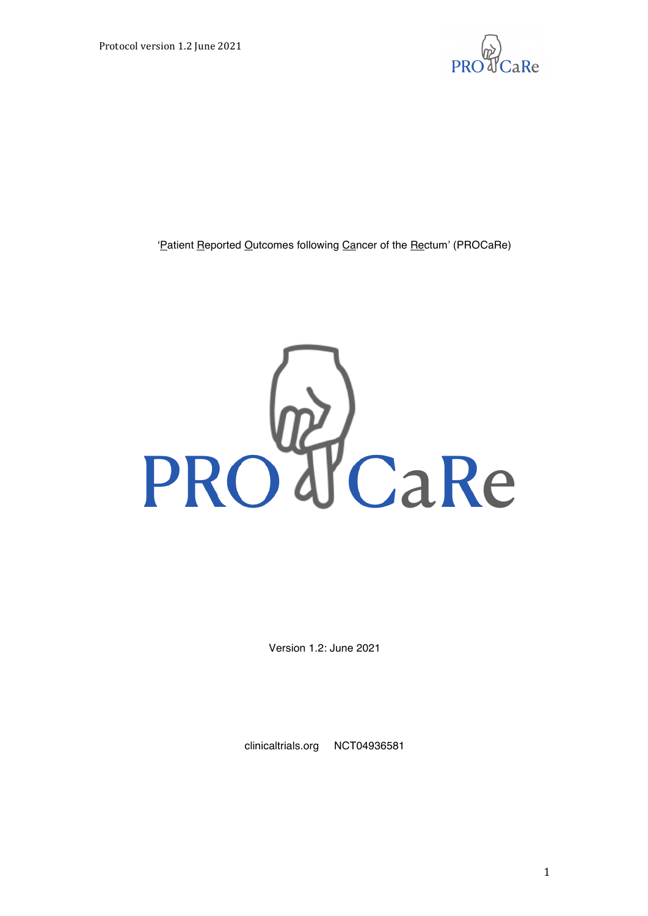'Patient Reported Outcomes following Cancer of the Rectum' (PROCaRe)

PROCaRe

Version 1.2: June 2021

clinicaltrials.org NCT04936581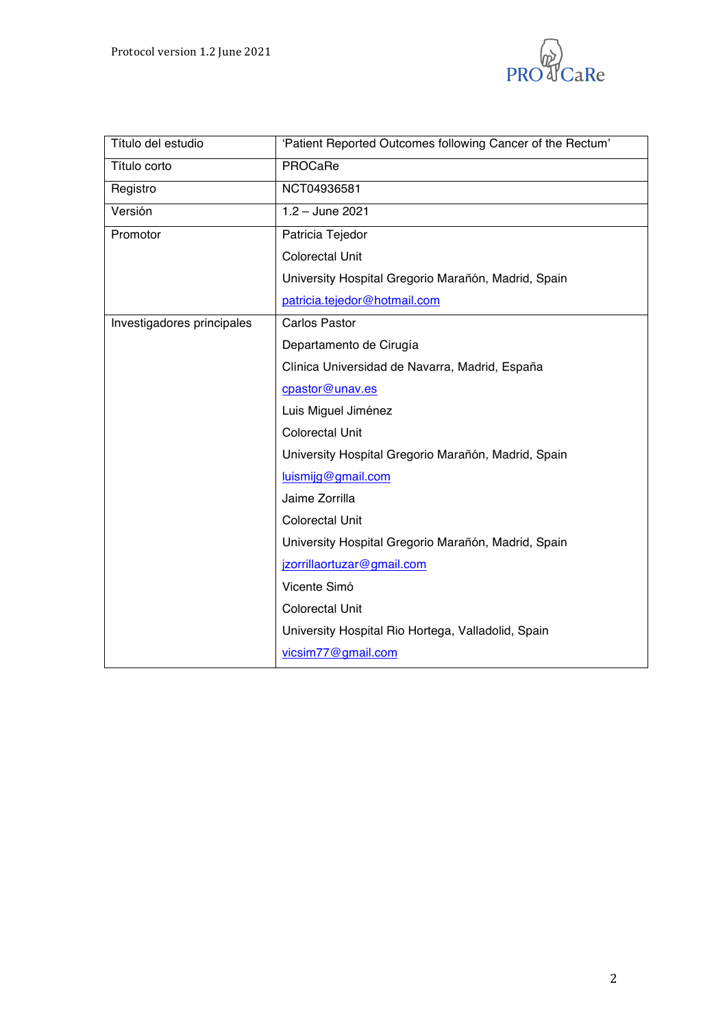| Título del estudio | 'Patient Reported Outcomes following Cancer of the Rectum' |
|---|---|
| Título corto | PROCaRe |
| Registro | NCT04936581 |
| Versión | 1.2 – June 2021 |
| Promotor | Patricia Tejedor<br>Colorectal Unit<br>University Hospital Gregorio Marañón, Madrid, Spain<br>patricia.tejedor@hotmail.com |
| Investigadores principales | Carlos Pastor<br>Departamento de Cirugía<br>Clínica Universidad de Navarra, Madrid, España<br>cpastor@unav.es<br>Luis Miguel Jiménez<br>Colorectal Unit<br>University Hospital Gregorio Marañón, Madrid, Spain<br>luismijg@gmail.com<br>Jaime Zorrilla<br>Colorectal Unit<br>University Hospital Gregorio Marañón, Madrid, Spain<br>jzorrillaortuzar@gmail.com<br>Vicente Simó<br>Colorectal Unit<br>University Hospital Rio Hortega, Valladolid, Spain<br>vicsim77@gmail.com |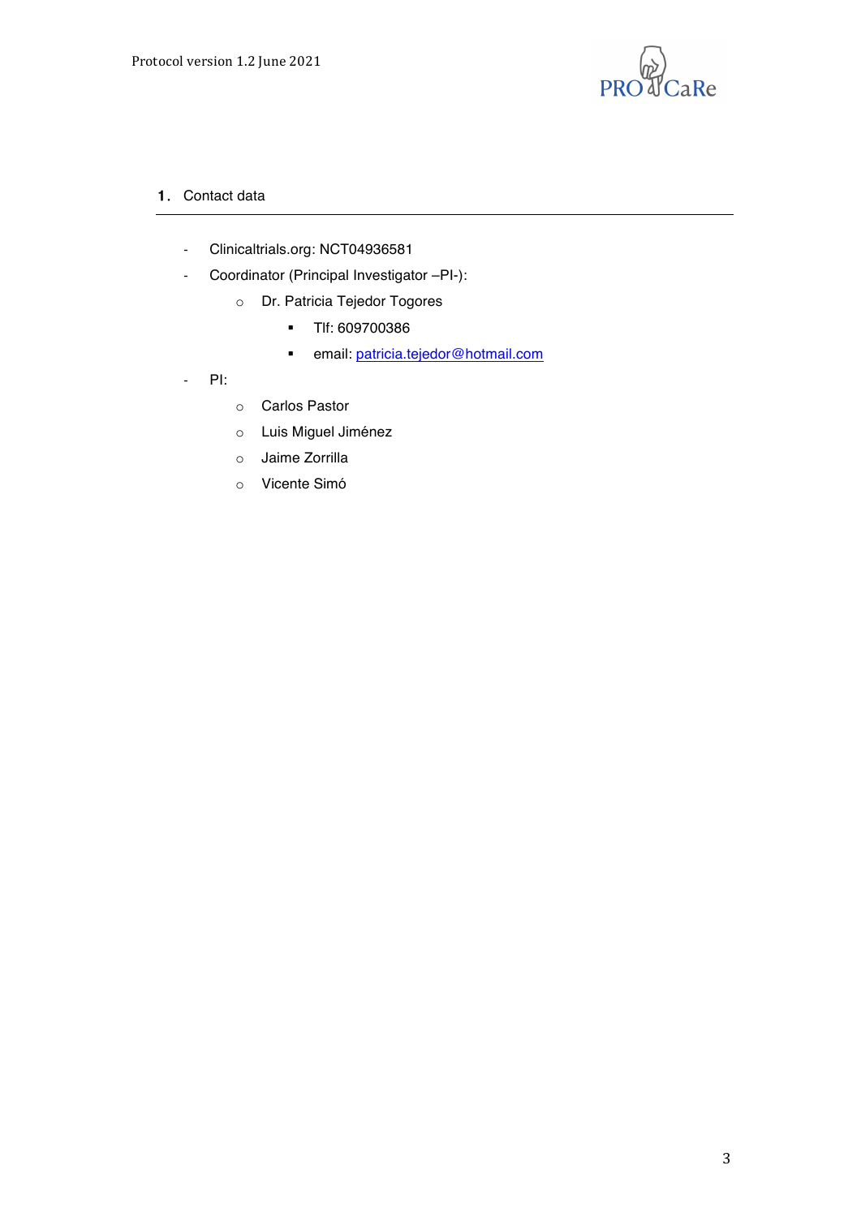## 1. Contact data

- Clinicaltrials.org: NCT04936581
- Coordinator (Principal Investigator –PI-):
    - Dr. Patricia Tejedor Togores
        - Tlf: 609700386
        - email: patricia.tejedor@hotmail.com
- PI:
    - Carlos Pastor
    - Luis Miguel Jiménez
    - Jaime Zorrilla
    - Vicente Simó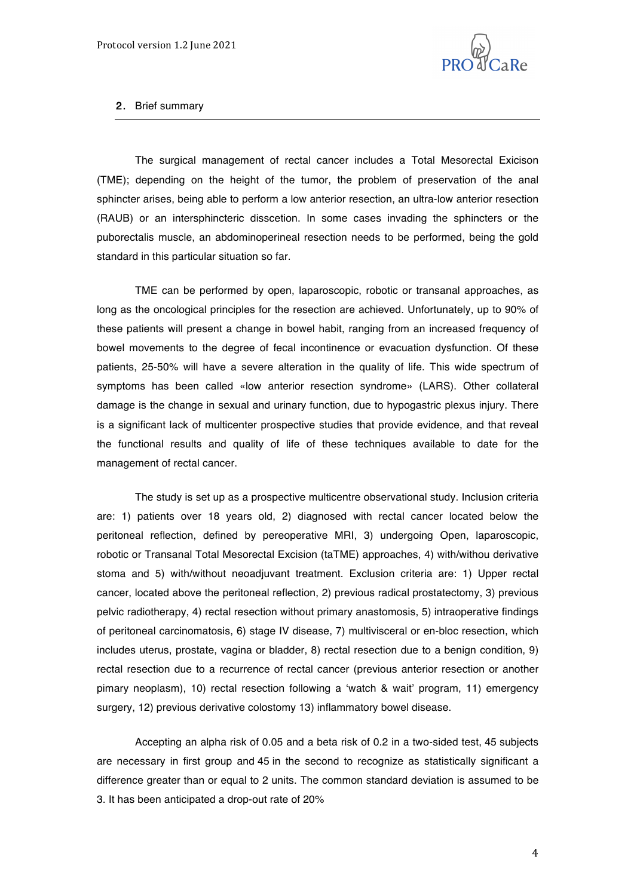## 2. Brief summary

The surgical management of rectal cancer includes a Total Mesorectal Exicison (TME); depending on the height of the tumor, the problem of preservation of the anal sphincter arises, being able to perform a low anterior resection, an ultra-low anterior resection (RAUB) or an intersphincteric disscetion. In some cases invading the sphincters or the puborectalis muscle, an abdominoperineal resection needs to be performed, being the gold standard in this particular situation so far.

TME can be performed by open, laparoscopic, robotic or transanal approaches, as long as the oncological principles for the resection are achieved. Unfortunately, up to 90% of these patients will present a change in bowel habit, ranging from an increased frequency of bowel movements to the degree of fecal incontinence or evacuation dysfunction. Of these patients, 25-50% will have a severe alteration in the quality of life. This wide spectrum of symptoms has been called «low anterior resection syndrome» (LARS). Other collateral damage is the change in sexual and urinary function, due to hypogastric plexus injury. There is a significant lack of multicenter prospective studies that provide evidence, and that reveal the functional results and quality of life of these techniques available to date for the management of rectal cancer.

The study is set up as a prospective multicentre observational study. Inclusion criteria are: 1) patients over 18 years old, 2) diagnosed with rectal cancer located below the peritoneal reflection, defined by pereoperative MRI, 3) undergoing Open, laparoscopic, robotic or Transanal Total Mesorectal Excision (taTME) approaches, 4) with/withou derivative stoma and 5) with/without neoadjuvant treatment. Exclusion criteria are: 1) Upper rectal cancer, located above the peritoneal reflection, 2) previous radical prostatectomy, 3) previous pelvic radiotherapy, 4) rectal resection without primary anastomosis, 5) intraoperative findings of peritoneal carcinomatosis, 6) stage IV disease, 7) multivisceral or en-bloc resection, which includes uterus, prostate, vagina or bladder, 8) rectal resection due to a benign condition, 9) rectal resection due to a recurrence of rectal cancer (previous anterior resection or another pimary neoplasm), 10) rectal resection following a 'watch & wait' program, 11) emergency surgery, 12) previous derivative colostomy 13) inflammatory bowel disease.

Accepting an alpha risk of 0.05 and a beta risk of 0.2 in a two-sided test, 45 subjects are necessary in first group and 45 in the second to recognize as statistically significant a difference greater than or equal to 2 units. The common standard deviation is assumed to be 3. It has been anticipated a drop-out rate of 20%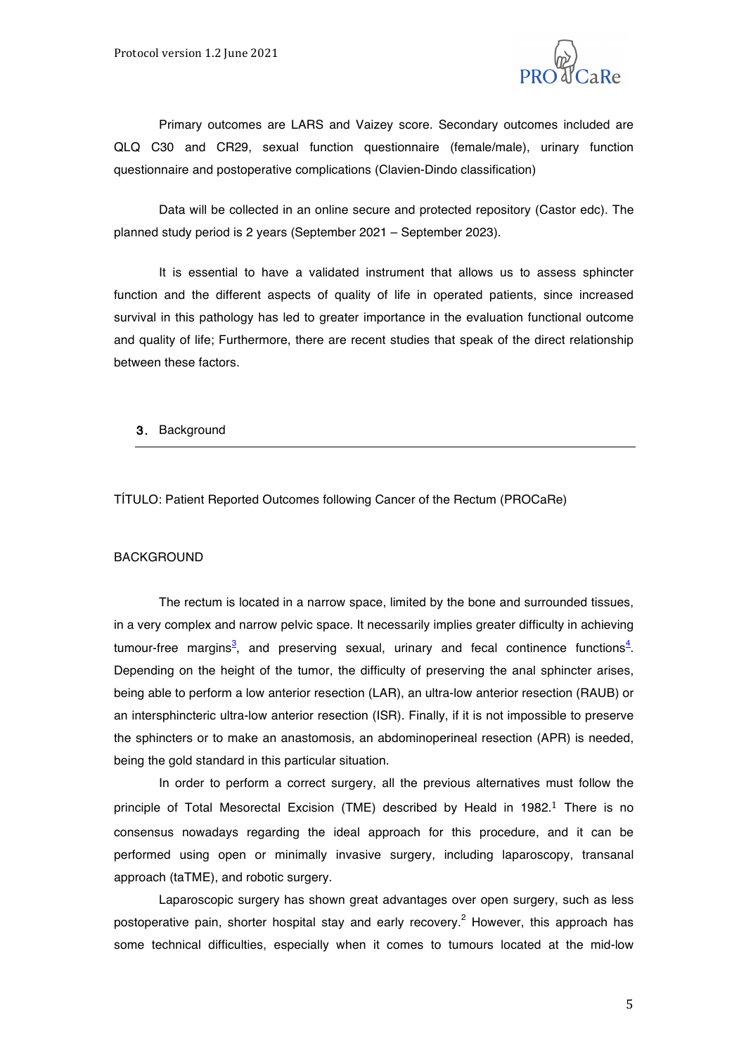Primary outcomes are LARS and Vaizey score. Secondary outcomes included are QLQ C30 and CR29, sexual function questionnaire (female/male), urinary function questionnaire and postoperative complications (Clavien-Dindo classification)

Data will be collected in an online secure and protected repository (Castor edc). The planned study period is 2 years (September 2021 – September 2023).

It is essential to have a validated instrument that allows us to assess sphincter function and the different aspects of quality of life in operated patients, since increased survival in this pathology has led to greater importance in the evaluation functional outcome and quality of life; Furthermore, there are recent studies that speak of the direct relationship between these factors.

## 3. Background

TÍTULO: Patient Reported Outcomes following Cancer of the Rectum (PROCaRe)

BACKGROUND

The rectum is located in a narrow space, limited by the bone and surrounded tissues, in a very complex and narrow pelvic space. It necessarily implies greater difficulty in achieving tumour-free margins[3], and preserving sexual, urinary and fecal continence functions[4]. Depending on the height of the tumor, the difficulty of preserving the anal sphincter arises, being able to perform a low anterior resection (LAR), an ultra-low anterior resection (RAUB) or an intersphincteric ultra-low anterior resection (ISR). Finally, if it is not impossible to preserve the sphincters or to make an anastomosis, an abdominoperineal resection (APR) is needed, being the gold standard in this particular situation.

In order to perform a correct surgery, all the previous alternatives must follow the principle of Total Mesorectal Excision (TME) described by Heald in 1982.[1] There is no consensus nowadays regarding the ideal approach for this procedure, and it can be performed using open or minimally invasive surgery, including laparoscopy, transanal approach (taTME), and robotic surgery.

Laparoscopic surgery has shown great advantages over open surgery, such as less postoperative pain, shorter hospital stay and early recovery.[2] However, this approach has some technical difficulties, especially when it comes to tumours located at the mid-low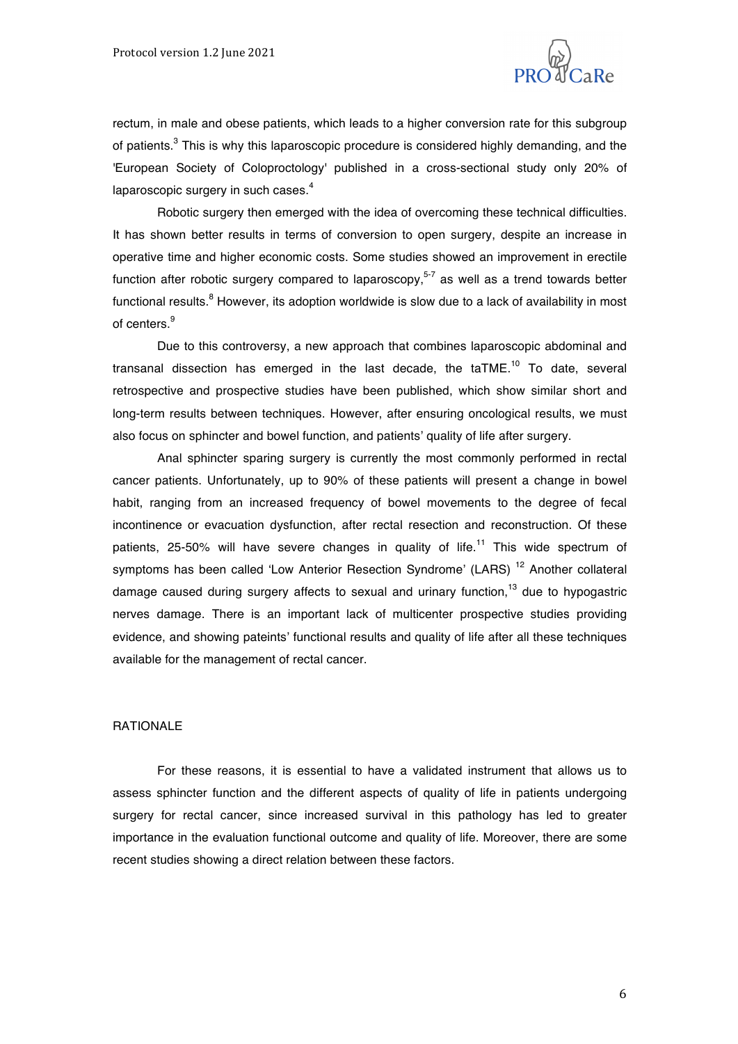rectum, in male and obese patients, which leads to a higher conversion rate for this subgroup of patients.[3] This is why this laparoscopic procedure is considered highly demanding, and the 'European Society of Coloproctology' published in a cross-sectional study only 20% of laparoscopic surgery in such cases.[4]

Robotic surgery then emerged with the idea of overcoming these technical difficulties. It has shown better results in terms of conversion to open surgery, despite an increase in operative time and higher economic costs. Some studies showed an improvement in erectile function after robotic surgery compared to laparoscopy,[5-7] as well as a trend towards better functional results.[8] However, its adoption worldwide is slow due to a lack of availability in most of centers.[9]

Due to this controversy, a new approach that combines laparoscopic abdominal and transanal dissection has emerged in the last decade, the taTME.[10] To date, several retrospective and prospective studies have been published, which show similar short and long-term results between techniques. However, after ensuring oncological results, we must also focus on sphincter and bowel function, and patients' quality of life after surgery.

Anal sphincter sparing surgery is currently the most commonly performed in rectal cancer patients. Unfortunately, up to 90% of these patients will present a change in bowel habit, ranging from an increased frequency of bowel movements to the degree of fecal incontinence or evacuation dysfunction, after rectal resection and reconstruction. Of these patients, 25-50% will have severe changes in quality of life.[11] This wide spectrum of symptoms has been called 'Low Anterior Resection Syndrome' (LARS) [12] Another collateral damage caused during surgery affects to sexual and urinary function,[13] due to hypogastric nerves damage. There is an important lack of multicenter prospective studies providing evidence, and showing pateints' functional results and quality of life after all these techniques available for the management of rectal cancer.

## RATIONALE

For these reasons, it is essential to have a validated instrument that allows us to assess sphincter function and the different aspects of quality of life in patients undergoing surgery for rectal cancer, since increased survival in this pathology has led to greater importance in the evaluation functional outcome and quality of life. Moreover, there are some recent studies showing a direct relation between these factors.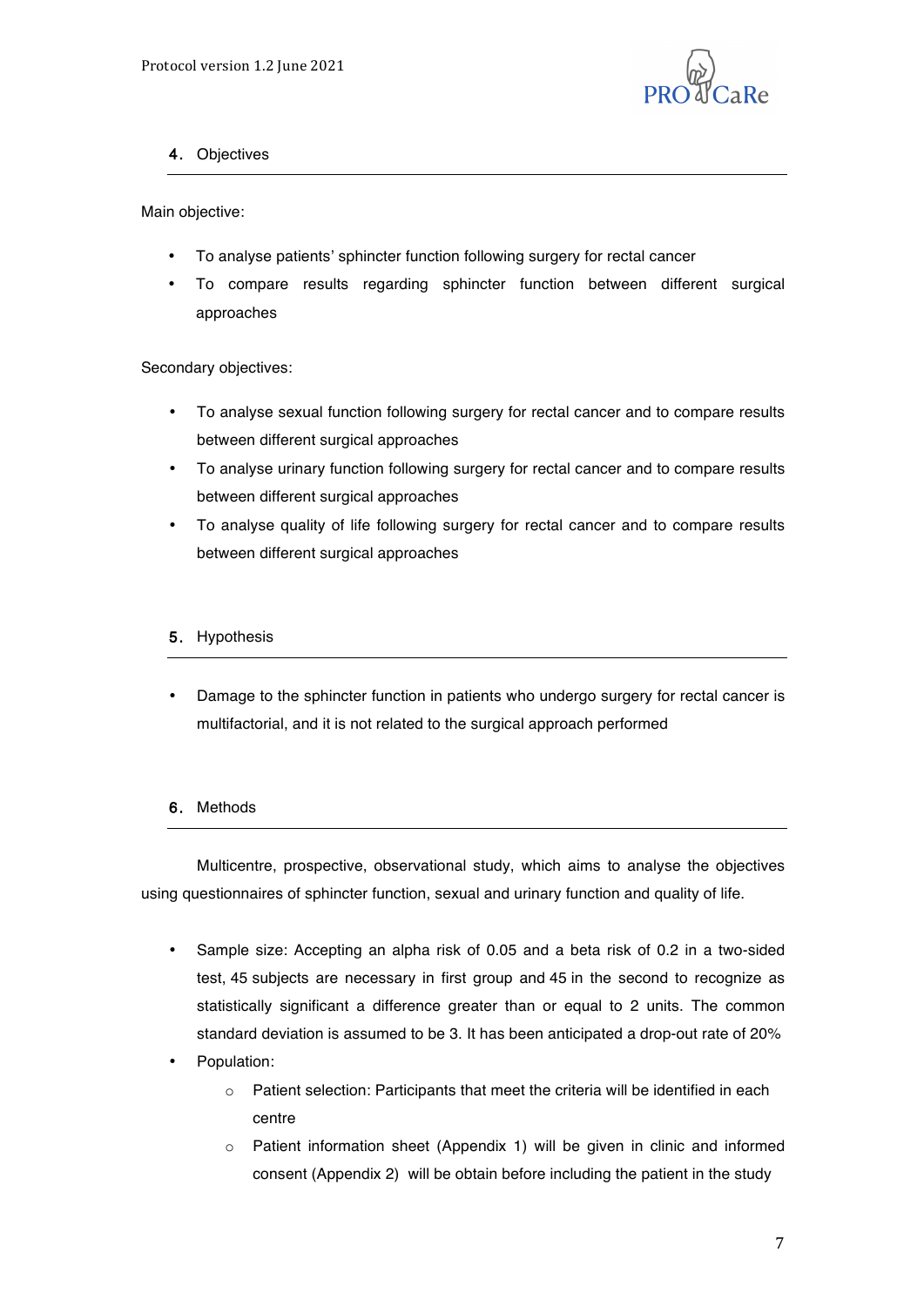## 4. Objectives

Main objective:

- To analyse patients' sphincter function following surgery for rectal cancer
- To compare results regarding sphincter function between different surgical approaches

Secondary objectives:

- To analyse sexual function following surgery for rectal cancer and to compare results between different surgical approaches
- To analyse urinary function following surgery for rectal cancer and to compare results between different surgical approaches
- To analyse quality of life following surgery for rectal cancer and to compare results between different surgical approaches

## 5. Hypothesis

- Damage to the sphincter function in patients who undergo surgery for rectal cancer is multifactorial, and it is not related to the surgical approach performed

## 6. Methods

Multicentre, prospective, observational study, which aims to analyse the objectives using questionnaires of sphincter function, sexual and urinary function and quality of life.

- Sample size: Accepting an alpha risk of 0.05 and a beta risk of 0.2 in a two-sided test, 45 subjects are necessary in first group and 45 in the second to recognize as statistically significant a difference greater than or equal to 2 units. The common standard deviation is assumed to be 3. It has been anticipated a drop-out rate of 20%
- Population:
  - Patient selection: Participants that meet the criteria will be identified in each centre
  - Patient information sheet (Appendix 1) will be given in clinic and informed consent (Appendix 2) will be obtain before including the patient in the study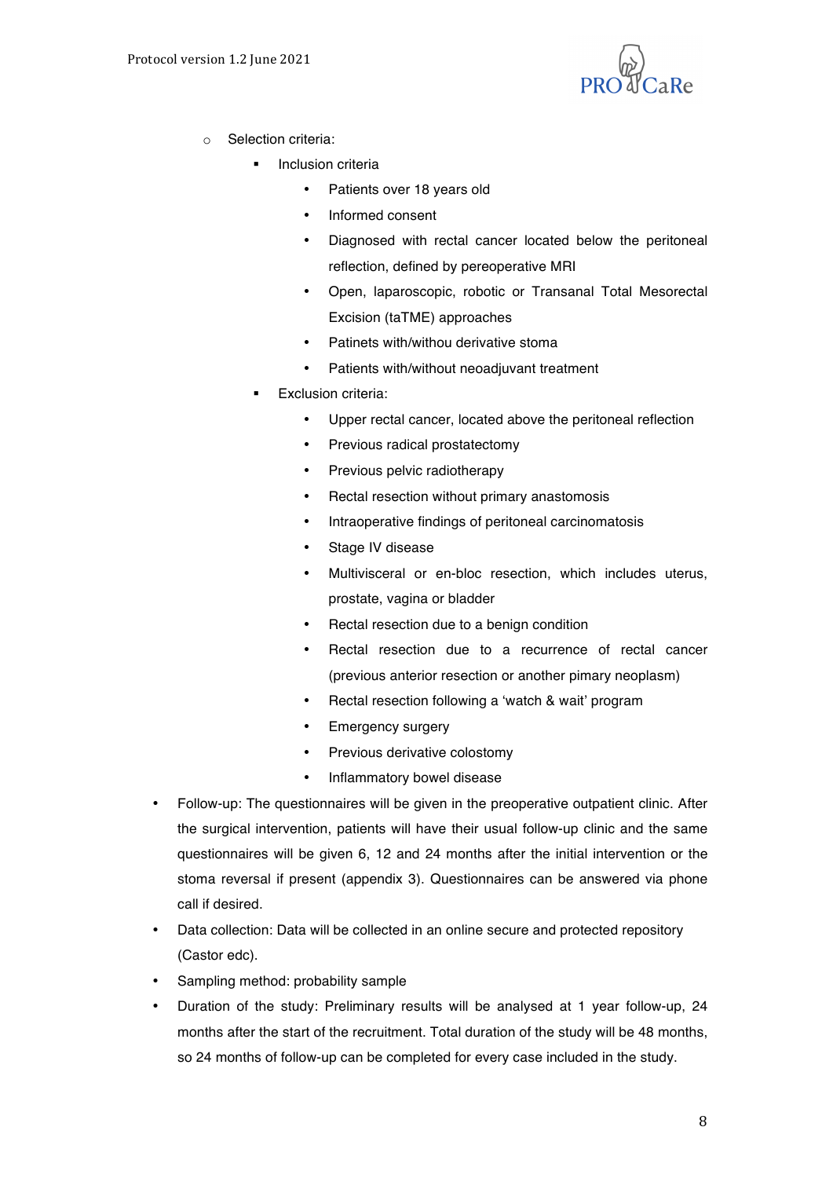- Selection criteria:
  - Inclusion criteria
    - Patients over 18 years old
    - Informed consent
    - Diagnosed with rectal cancer located below the peritoneal reflection, defined by pereoperative MRI
    - Open, laparoscopic, robotic or Transanal Total Mesorectal Excision (taTME) approaches
    - Patinets with/withou derivative stoma
    - Patients with/without neoadjuvant treatment
  - Exclusion criteria:
    - Upper rectal cancer, located above the peritoneal reflection
    - Previous radical prostatectomy
    - Previous pelvic radiotherapy
    - Rectal resection without primary anastomosis
    - Intraoperative findings of peritoneal carcinomatosis
    - Stage IV disease
    - Multivisceral or en-bloc resection, which includes uterus, prostate, vagina or bladder
    - Rectal resection due to a benign condition
    - Rectal resection due to a recurrence of rectal cancer (previous anterior resection or another pimary neoplasm)
    - Rectal resection following a 'watch & wait' program
    - Emergency surgery
    - Previous derivative colostomy
    - Inflammatory bowel disease

- Follow-up: The questionnaires will be given in the preoperative outpatient clinic. After the surgical intervention, patients will have their usual follow-up clinic and the same questionnaires will be given 6, 12 and 24 months after the initial intervention or the stoma reversal if present (appendix 3). Questionnaires can be answered via phone call if desired.
- Data collection: Data will be collected in an online secure and protected repository (Castor edc).
- Sampling method: probability sample
- Duration of the study: Preliminary results will be analysed at 1 year follow-up, 24 months after the start of the recruitment. Total duration of the study will be 48 months, so 24 months of follow-up can be completed for every case included in the study.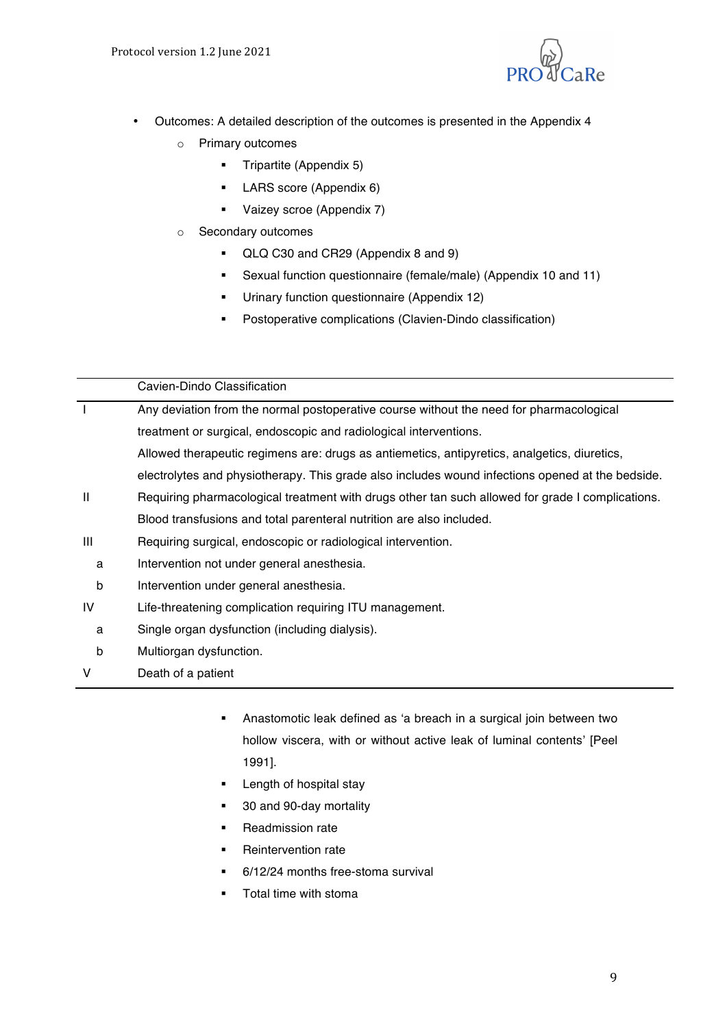- Outcomes: A detailed description of the outcomes is presented in the Appendix 4
    - Primary outcomes
        - Tripartite (Appendix 5)
        - LARS score (Appendix 6)
        - Vaizey scroe (Appendix 7)
    - Secondary outcomes
        - QLQ C30 and CR29 (Appendix 8 and 9)
        - Sexual function questionnaire (female/male) (Appendix 10 and 11)
        - Urinary function questionnaire (Appendix 12)
        - Postoperative complications (Clavien-Dindo classification)

| | Cavien-Dindo Classification |
|---|---|
| I | Any deviation from the normal postoperative course without the need for pharmacological treatment or surgical, endoscopic and radiological interventions. Allowed therapeutic regimens are: drugs as antiemetics, antipyretics, analgetics, diuretics, electrolytes and physiotherapy. This grade also includes wound infections opened at the bedside. |
| II | Requiring pharmacological treatment with drugs other tan such allowed for grade I complications. Blood transfusions and total parenteral nutrition are also included. |
| III | Requiring surgical, endoscopic or radiological intervention. |
| a | Intervention not under general anesthesia. |
| b | Intervention under general anesthesia. |
| IV | Life-threatening complication requiring ITU management. |
| a | Single organ dysfunction (including dialysis). |
| b | Multiorgan dysfunction. |
| V | Death of a patient |

- Anastomotic leak defined as 'a breach in a surgical join between two hollow viscera, with or without active leak of luminal contents' [Peel 1991].
- Length of hospital stay
- 30 and 90-day mortality
- Readmission rate
- Reintervention rate
- 6/12/24 months free-stoma survival
- Total time with stoma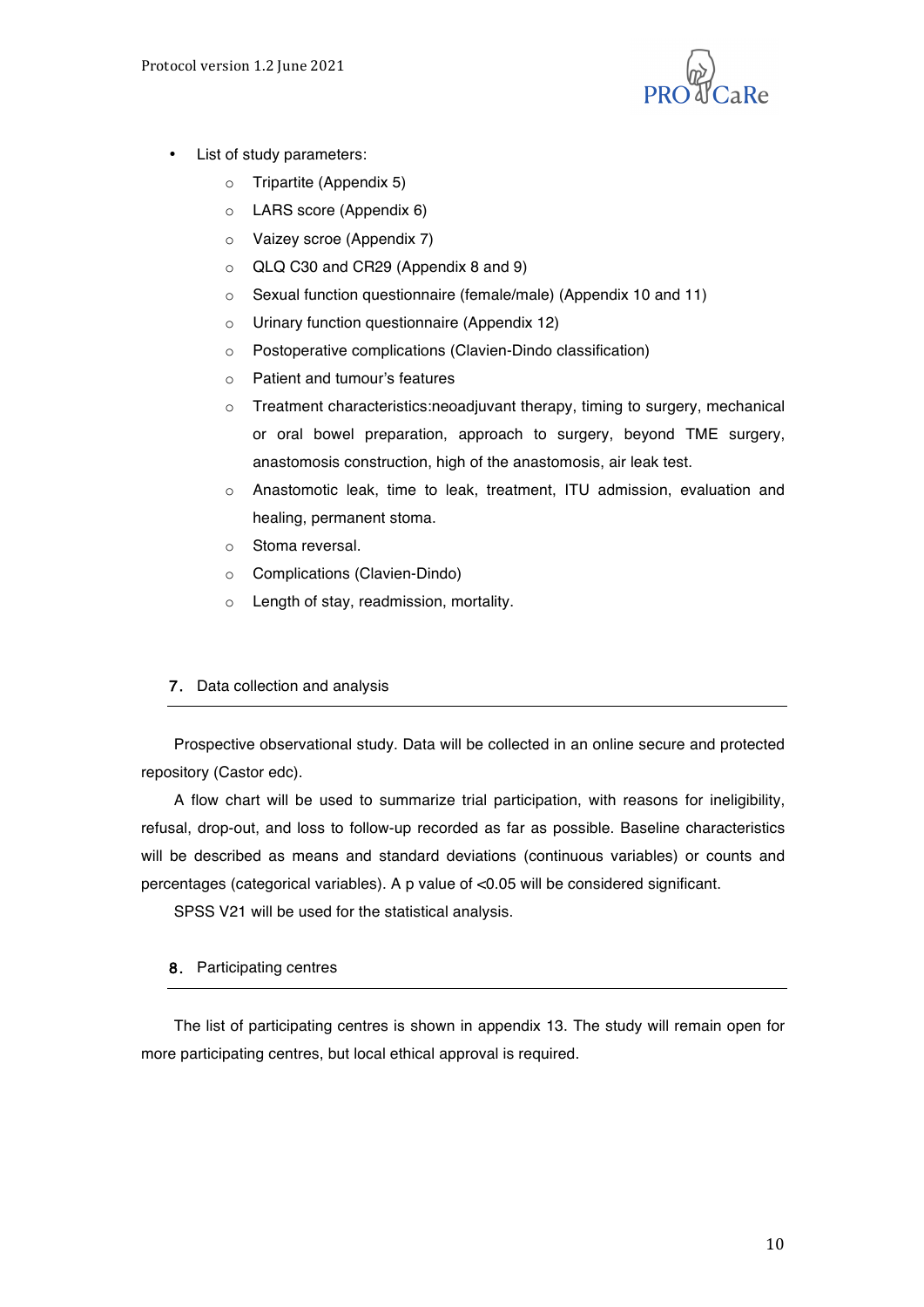- List of study parameters:
  - Tripartite (Appendix 5)
  - LARS score (Appendix 6)
  - Vaizey scroe (Appendix 7)
  - QLQ C30 and CR29 (Appendix 8 and 9)
  - Sexual function questionnaire (female/male) (Appendix 10 and 11)
  - Urinary function questionnaire (Appendix 12)
  - Postoperative complications (Clavien-Dindo classification)
  - Patient and tumour's features
  - Treatment characteristics:neoadjuvant therapy, timing to surgery, mechanical or oral bowel preparation, approach to surgery, beyond TME surgery, anastomosis construction, high of the anastomosis, air leak test.
  - Anastomotic leak, time to leak, treatment, ITU admission, evaluation and healing, permanent stoma.
  - Stoma reversal.
  - Complications (Clavien-Dindo)
  - Length of stay, readmission, mortality.

## 7. Data collection and analysis

Prospective observational study. Data will be collected in an online secure and protected repository (Castor edc).

A flow chart will be used to summarize trial participation, with reasons for ineligibility, refusal, drop-out, and loss to follow-up recorded as far as possible. Baseline characteristics will be described as means and standard deviations (continuous variables) or counts and percentages (categorical variables). A p value of <0.05 will be considered significant.

SPSS V21 will be used for the statistical analysis.

## 8. Participating centres

The list of participating centres is shown in appendix 13. The study will remain open for more participating centres, but local ethical approval is required.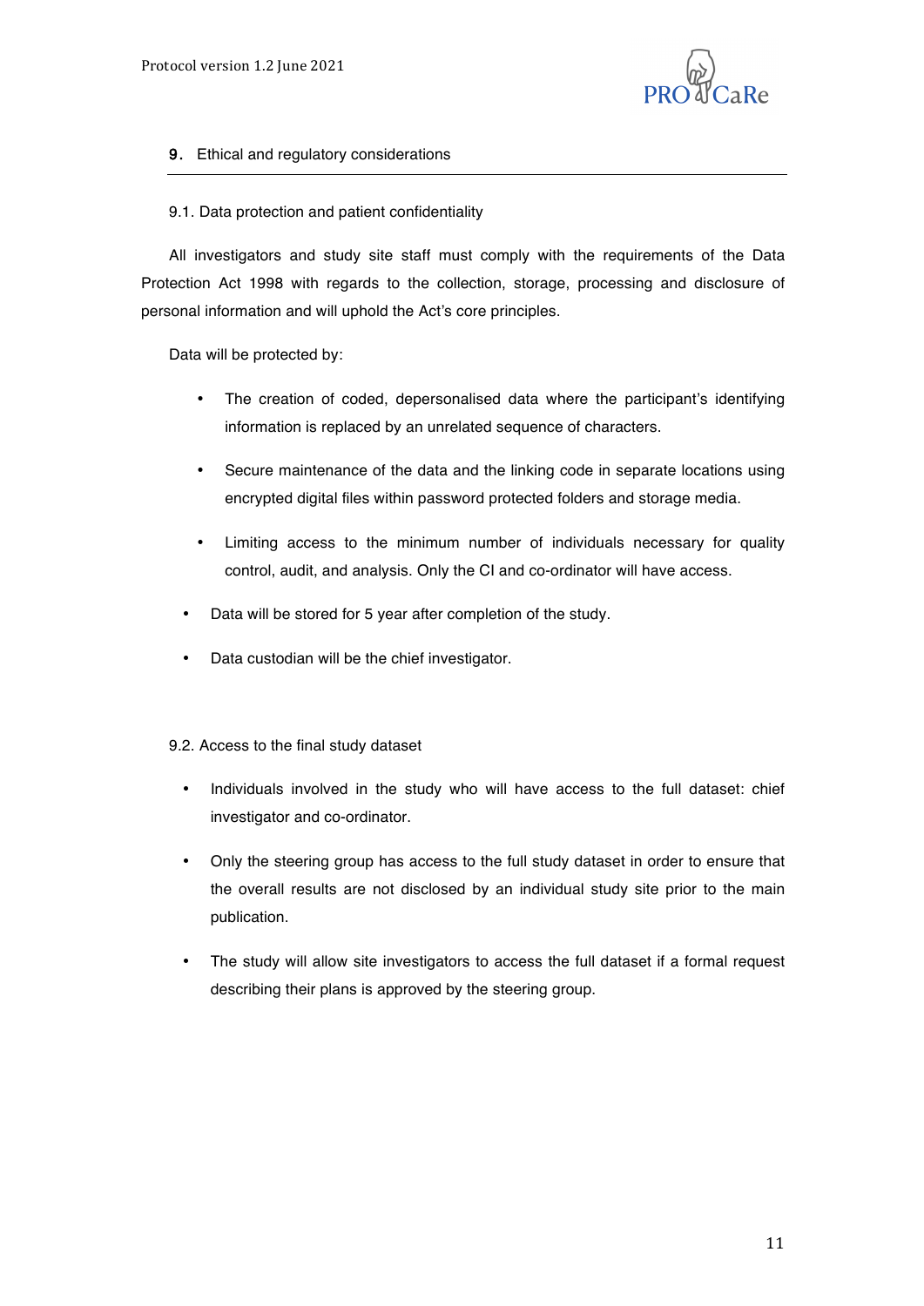## 9. Ethical and regulatory considerations

### 9.1. Data protection and patient confidentiality

All investigators and study site staff must comply with the requirements of the Data Protection Act 1998 with regards to the collection, storage, processing and disclosure of personal information and will uphold the Act's core principles.

Data will be protected by:

- The creation of coded, depersonalised data where the participant's identifying information is replaced by an unrelated sequence of characters.
- Secure maintenance of the data and the linking code in separate locations using encrypted digital files within password protected folders and storage media.
- Limiting access to the minimum number of individuals necessary for quality control, audit, and analysis. Only the CI and co-ordinator will have access.

- Data will be stored for 5 year after completion of the study.
- Data custodian will be the chief investigator.

### 9.2. Access to the final study dataset

- Individuals involved in the study who will have access to the full dataset: chief investigator and co-ordinator.
- Only the steering group has access to the full study dataset in order to ensure that the overall results are not disclosed by an individual study site prior to the main publication.
- The study will allow site investigators to access the full dataset if a formal request describing their plans is approved by the steering group.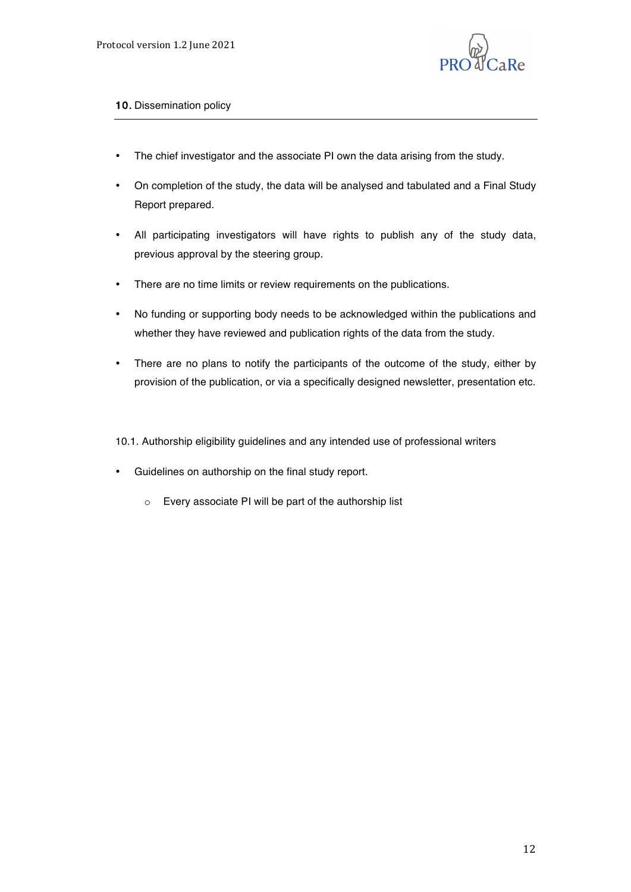## 10. Dissemination policy

- The chief investigator and the associate PI own the data arising from the study.
- On completion of the study, the data will be analysed and tabulated and a Final Study Report prepared.
- All participating investigators will have rights to publish any of the study data, previous approval by the steering group.
- There are no time limits or review requirements on the publications.
- No funding or supporting body needs to be acknowledged within the publications and whether they have reviewed and publication rights of the data from the study.
- There are no plans to notify the participants of the outcome of the study, either by provision of the publication, or via a specifically designed newsletter, presentation etc.

### 10.1. Authorship eligibility guidelines and any intended use of professional writers

- Guidelines on authorship on the final study report.
  - Every associate PI will be part of the authorship list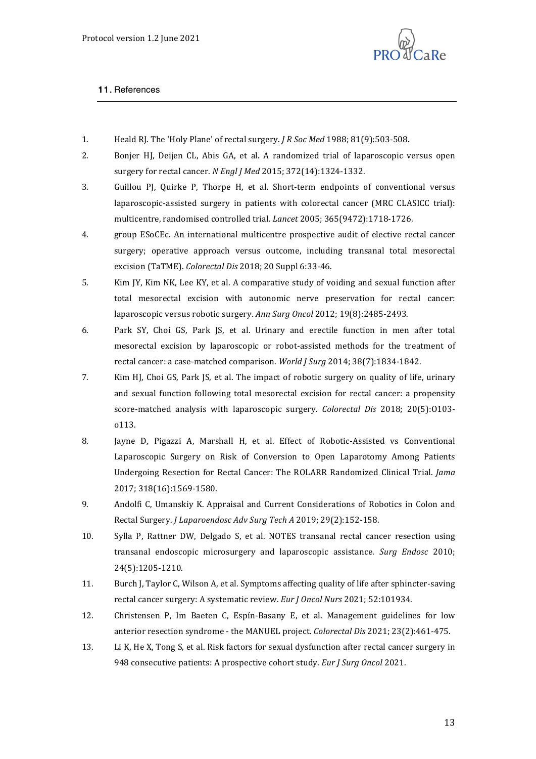## 11. References

1. Heald RJ. The 'Holy Plane' of rectal surgery. *J R Soc Med* 1988; 81(9):503-508.
2. Bonjer HJ, Deijen CL, Abis GA, et al. A randomized trial of laparoscopic versus open surgery for rectal cancer. *N Engl J Med* 2015; 372(14):1324-1332.
3. Guillou PJ, Quirke P, Thorpe H, et al. Short-term endpoints of conventional versus laparoscopic-assisted surgery in patients with colorectal cancer (MRC CLASICC trial): multicentre, randomised controlled trial. *Lancet* 2005; 365(9472):1718-1726.
4. group ESoCEc. An international multicentre prospective audit of elective rectal cancer surgery; operative approach versus outcome, including transanal total mesorectal excision (TaTME). *Colorectal Dis* 2018; 20 Suppl 6:33-46.
5. Kim JY, Kim NK, Lee KY, et al. A comparative study of voiding and sexual function after total mesorectal excision with autonomic nerve preservation for rectal cancer: laparoscopic versus robotic surgery. *Ann Surg Oncol* 2012; 19(8):2485-2493.
6. Park SY, Choi GS, Park JS, et al. Urinary and erectile function in men after total mesorectal excision by laparoscopic or robot-assisted methods for the treatment of rectal cancer: a case-matched comparison. *World J Surg* 2014; 38(7):1834-1842.
7. Kim HJ, Choi GS, Park JS, et al. The impact of robotic surgery on quality of life, urinary and sexual function following total mesorectal excision for rectal cancer: a propensity score-matched analysis with laparoscopic surgery. *Colorectal Dis* 2018; 20(5):O103-o113.
8. Jayne D, Pigazzi A, Marshall H, et al. Effect of Robotic-Assisted vs Conventional Laparoscopic Surgery on Risk of Conversion to Open Laparotomy Among Patients Undergoing Resection for Rectal Cancer: The ROLARR Randomized Clinical Trial. *Jama* 2017; 318(16):1569-1580.
9. Andolfi C, Umanskiy K. Appraisal and Current Considerations of Robotics in Colon and Rectal Surgery. *J Laparoendosc Adv Surg Tech A* 2019; 29(2):152-158.
10. Sylla P, Rattner DW, Delgado S, et al. NOTES transanal rectal cancer resection using transanal endoscopic microsurgery and laparoscopic assistance. *Surg Endosc* 2010; 24(5):1205-1210.
11. Burch J, Taylor C, Wilson A, et al. Symptoms affecting quality of life after sphincter-saving rectal cancer surgery: A systematic review. *Eur J Oncol Nurs* 2021; 52:101934.
12. Christensen P, Im Baeten C, Espín-Basany E, et al. Management guidelines for low anterior resection syndrome - the MANUEL project. *Colorectal Dis* 2021; 23(2):461-475.
13. Li K, He X, Tong S, et al. Risk factors for sexual dysfunction after rectal cancer surgery in 948 consecutive patients: A prospective cohort study. *Eur J Surg Oncol* 2021.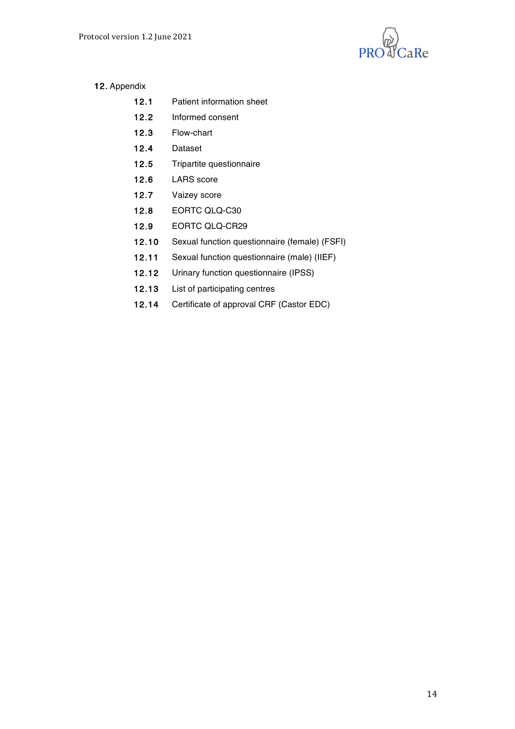## 12. Appendix

- 12.1 Patient information sheet
- 12.2 Informed consent
- 12.3 Flow-chart
- 12.4 Dataset
- 12.5 Tripartite questionnaire
- 12.6 LARS score
- 12.7 Vaizey score
- 12.8 EORTC QLQ-C30
- 12.9 EORTC QLQ-CR29
- 12.10 Sexual function questionnaire (female) (FSFI)
- 12.11 Sexual function questionnaire (male) (IIEF)
- 12.12 Urinary function questionnaire (IPSS)
- 12.13 List of participating centres
- 12.14 Certificate of approval CRF (Castor EDC)